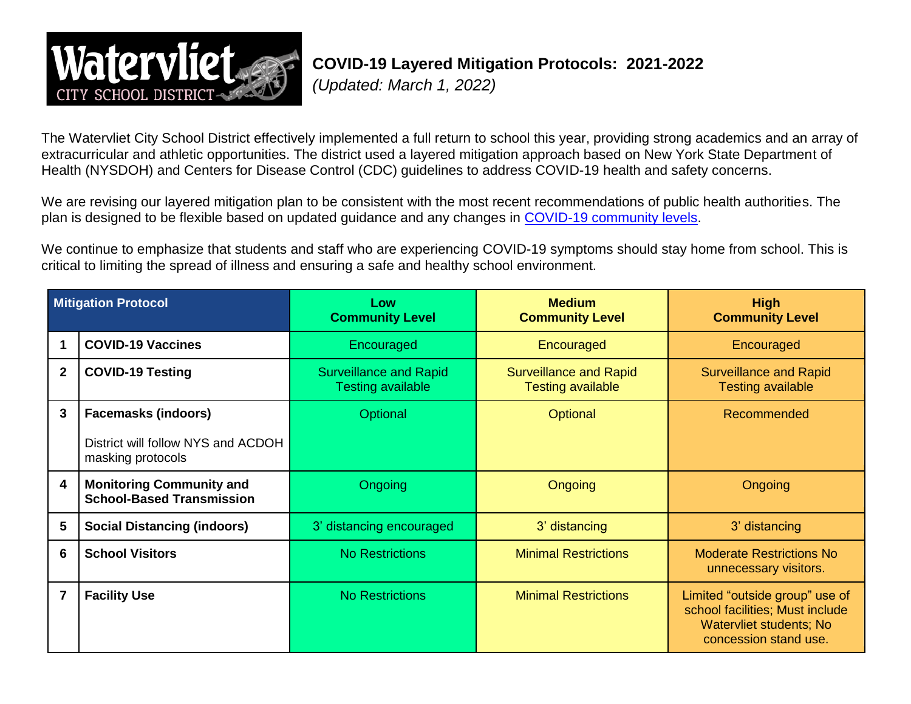# COVID-19 Layered Mitigation Protocols: 2021-2022

*(Updated: March 1, 2022)*

The Watervliet City School District effectively implemented a full return to school this year, providing strong academics and an array of extracurricular and athletic opportunities. The district used a layered mitigation approach based on New York State Department of Health (NYSDOH) and Centers for Disease Control (CDC) guidelines to address COVID-19 health and safety concerns.

We are revising our layered mitigation plan to be consistent with the most recent recommendations of public health authorities. The plan is designed to be flexible based on updated guidance and any changes in COVID-19 community levels.

We continue to emphasize that students and staff who are experiencing COVID-19 symptoms should stay home from school. This is critical to limiting the spread of illness and ensuring a safe and healthy school environment.

| | Mitigation Protocol | Low Community Level | Medium Community Level | High Community Level |
|---|---|---|---|---|
| 1 | **COVID-19 Vaccines** | Encouraged | Encouraged | Encouraged |
| 2 | **COVID-19 Testing** | Surveillance and Rapid Testing available | Surveillance and Rapid Testing available | Surveillance and Rapid Testing available |
| 3 | **Facemasks (indoors)**<br><br>District will follow NYS and ACDOH masking protocols | Optional | Optional | Recommended |
| 4 | **Monitoring Community and School-Based Transmission** | Ongoing | Ongoing | Ongoing |
| 5 | **Social Distancing (indoors)** | 3' distancing encouraged | 3' distancing | 3' distancing |
| 6 | **School Visitors** | No Restrictions | Minimal Restrictions | Moderate Restrictions No unnecessary visitors. |
| 7 | **Facility Use** | No Restrictions | Minimal Restrictions | Limited "outside group" use of school facilities; Must include Watervliet students; No concession stand use. |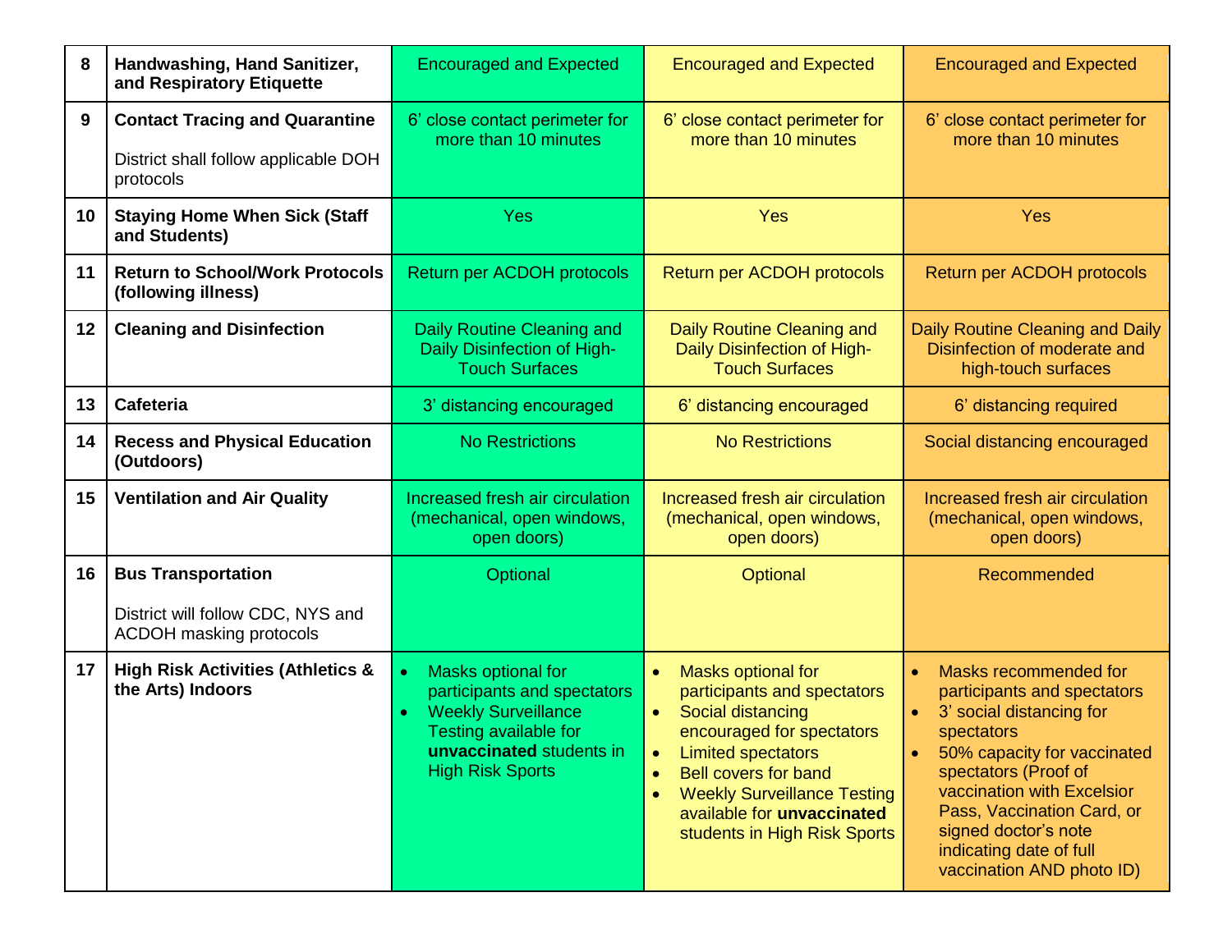| | | | | |
|---|---|---|---|---|
| 8 | **Handwashing, Hand Sanitizer, and Respiratory Etiquette** | Encouraged and Expected | Encouraged and Expected | Encouraged and Expected |
| 9 | **Contact Tracing and Quarantine**<br><br>District shall follow applicable DOH protocols | 6' close contact perimeter for more than 10 minutes | 6' close contact perimeter for more than 10 minutes | 6' close contact perimeter for more than 10 minutes |
| 10 | **Staying Home When Sick (Staff and Students)** | Yes | Yes | Yes |
| 11 | **Return to School/Work Protocols (following illness)** | Return per ACDOH protocols | Return per ACDOH protocols | Return per ACDOH protocols |
| 12 | **Cleaning and Disinfection** | Daily Routine Cleaning and Daily Disinfection of High-Touch Surfaces | Daily Routine Cleaning and Daily Disinfection of High-Touch Surfaces | Daily Routine Cleaning and Daily Disinfection of moderate and high-touch surfaces |
| 13 | **Cafeteria** | 3' distancing encouraged | 6' distancing encouraged | 6' distancing required |
| 14 | **Recess and Physical Education (Outdoors)** | No Restrictions | No Restrictions | Social distancing encouraged |
| 15 | **Ventilation and Air Quality** | Increased fresh air circulation (mechanical, open windows, open doors) | Increased fresh air circulation (mechanical, open windows, open doors) | Increased fresh air circulation (mechanical, open windows, open doors) |
| 16 | **Bus Transportation**<br><br>District will follow CDC, NYS and ACDOH masking protocols | Optional | Optional | Recommended |
| 17 | **High Risk Activities (Athletics & the Arts) Indoors** | • Masks optional for participants and spectators<br>• Weekly Surveillance Testing available for **unvaccinated** students in High Risk Sports | • Masks optional for participants and spectators<br>• Social distancing encouraged for spectators<br>• Limited spectators<br>• Bell covers for band<br>• Weekly Surveillance Testing available for **unvaccinated** students in High Risk Sports | • Masks recommended for participants and spectators<br>• 3' social distancing for spectators<br>• 50% capacity for vaccinated spectators (Proof of vaccination with Excelsior Pass, Vaccination Card, or signed doctor's note indicating date of full vaccination AND photo ID) |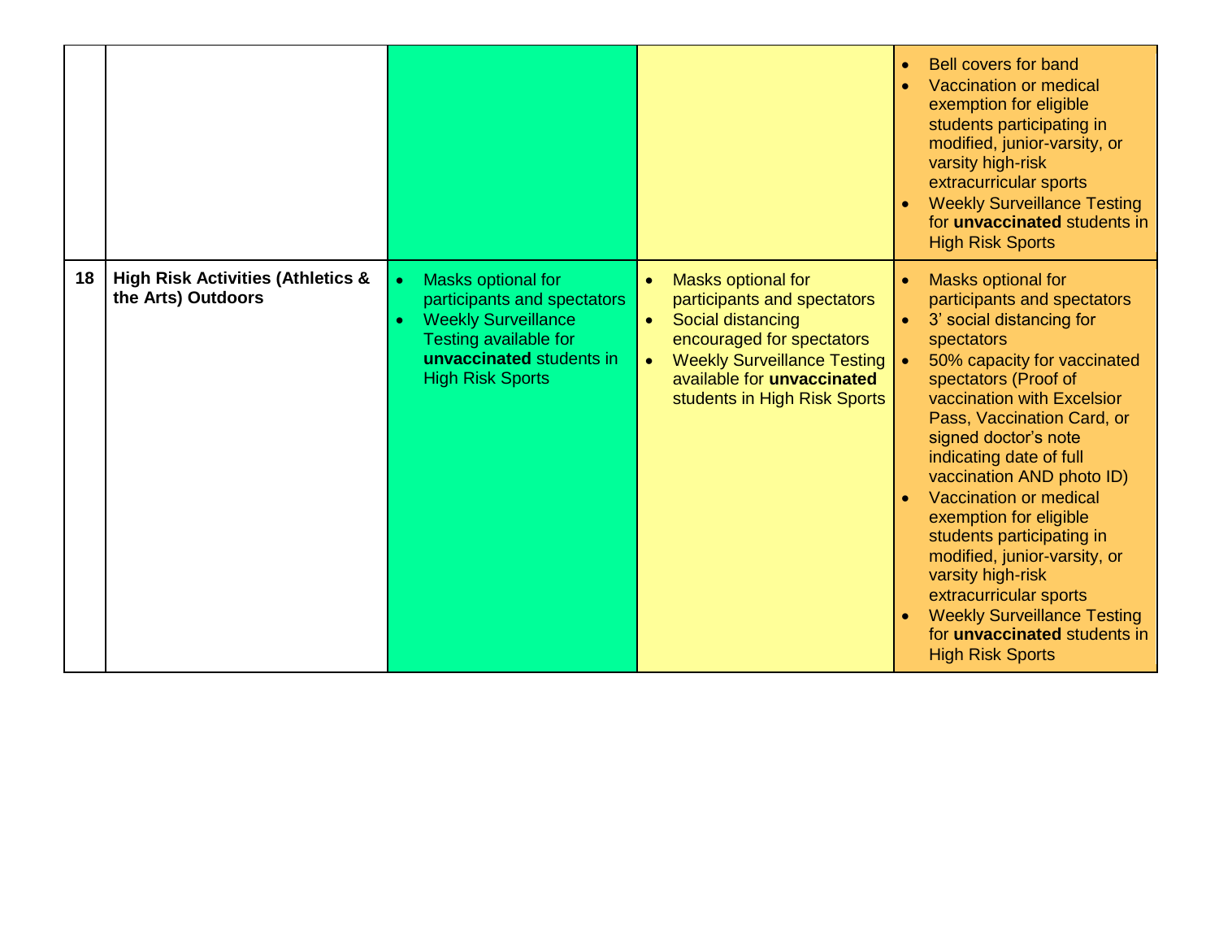| | | | | |
|---|---|---|---|---|
| | | | | • Bell covers for band<br>• Vaccination or medical exemption for eligible students participating in modified, junior-varsity, or varsity high-risk extracurricular sports<br>• Weekly Surveillance Testing for **unvaccinated** students in High Risk Sports |
| 18 | **High Risk Activities (Athletics & the Arts) Outdoors** | • Masks optional for participants and spectators<br>• Weekly Surveillance Testing available for **unvaccinated** students in High Risk Sports | • Masks optional for participants and spectators<br>• Social distancing encouraged for spectators<br>• Weekly Surveillance Testing available for **unvaccinated** students in High Risk Sports | • Masks optional for participants and spectators<br>• 3' social distancing for spectators<br>• 50% capacity for vaccinated spectators (Proof of vaccination with Excelsior Pass, Vaccination Card, or signed doctor's note indicating date of full vaccination AND photo ID)<br>• Vaccination or medical exemption for eligible students participating in modified, junior-varsity, or varsity high-risk extracurricular sports<br>• Weekly Surveillance Testing for **unvaccinated** students in High Risk Sports |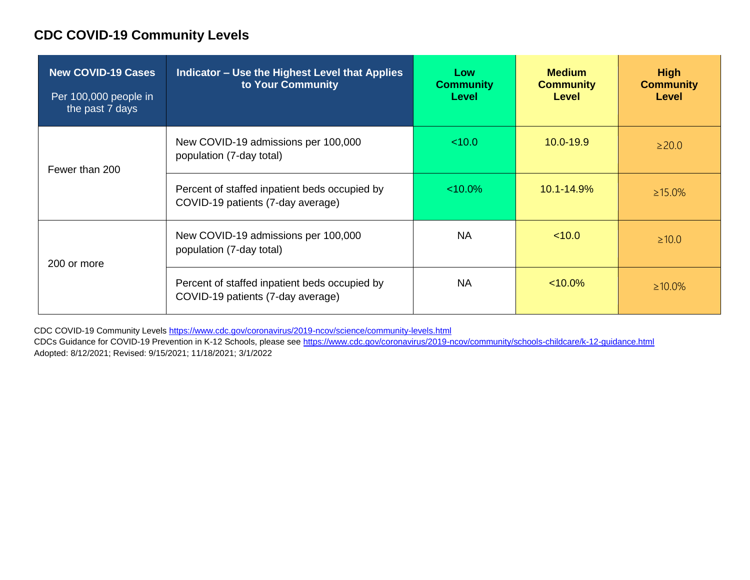## CDC COVID-19 Community Levels

| **New COVID-19 Cases**<br>Per 100,000 people in the past 7 days | **Indicator – Use the Highest Level that Applies to Your Community** | **Low Community Level** | **Medium Community Level** | **High Community Level** |
|---|---|---|---|---|
| Fewer than 200 | New COVID-19 admissions per 100,000 population (7-day total) | <10.0 | 10.0-19.9 | ≥20.0 |
| | Percent of staffed inpatient beds occupied by COVID-19 patients (7-day average) | <10.0% | 10.1-14.9% | ≥15.0% |
| 200 or more | New COVID-19 admissions per 100,000 population (7-day total) | NA | <10.0 | ≥10.0 |
| | Percent of staffed inpatient beds occupied by COVID-19 patients (7-day average) | NA | <10.0% | ≥10.0% |

CDC COVID-19 Community Levels https://www.cdc.gov/coronavirus/2019-ncov/science/community-levels.html

CDCs Guidance for COVID-19 Prevention in K-12 Schools, please see https://www.cdc.gov/coronavirus/2019-ncov/community/schools-childcare/k-12-guidance.html

Adopted: 8/12/2021; Revised: 9/15/2021; 11/18/2021; 3/1/2022